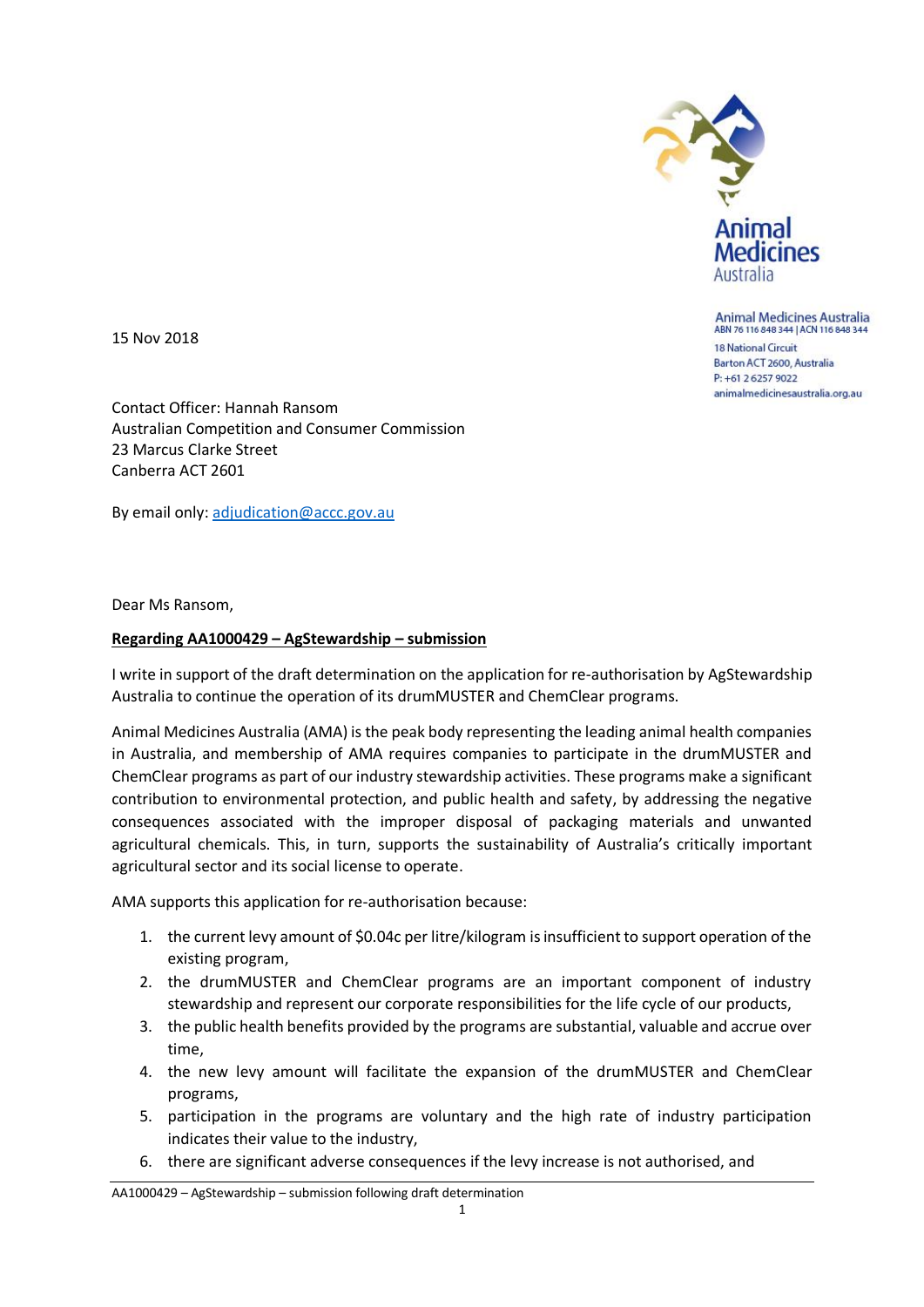Animal Medicines Australia

**Animal Medicines Australia**
ABN 76 116 848 344 | ACN 116 848 344

18 National Circuit
Barton ACT 2600, Australia
P: +61 2 6257 9022
animalmedicinesaustralia.org.au

15 Nov 2018

Contact Officer: Hannah Ransom
Australian Competition and Consumer Commission
23 Marcus Clarke Street
Canberra ACT 2601

By email only: adjudication@accc.gov.au

Dear Ms Ransom,

**Regarding AA1000429 – AgStewardship – submission**

I write in support of the draft determination on the application for re-authorisation by AgStewardship Australia to continue the operation of its drumMUSTER and ChemClear programs.

Animal Medicines Australia (AMA) is the peak body representing the leading animal health companies in Australia, and membership of AMA requires companies to participate in the drumMUSTER and ChemClear programs as part of our industry stewardship activities. These programs make a significant contribution to environmental protection, and public health and safety, by addressing the negative consequences associated with the improper disposal of packaging materials and unwanted agricultural chemicals. This, in turn, supports the sustainability of Australia's critically important agricultural sector and its social license to operate.

AMA supports this application for re-authorisation because:

1. the current levy amount of $0.04c per litre/kilogram is insufficient to support operation of the existing program,
2. the drumMUSTER and ChemClear programs are an important component of industry stewardship and represent our corporate responsibilities for the life cycle of our products,
3. the public health benefits provided by the programs are substantial, valuable and accrue over time,
4. the new levy amount will facilitate the expansion of the drumMUSTER and ChemClear programs,
5. participation in the programs are voluntary and the high rate of industry participation indicates their value to the industry,
6. there are significant adverse consequences if the levy increase is not authorised, and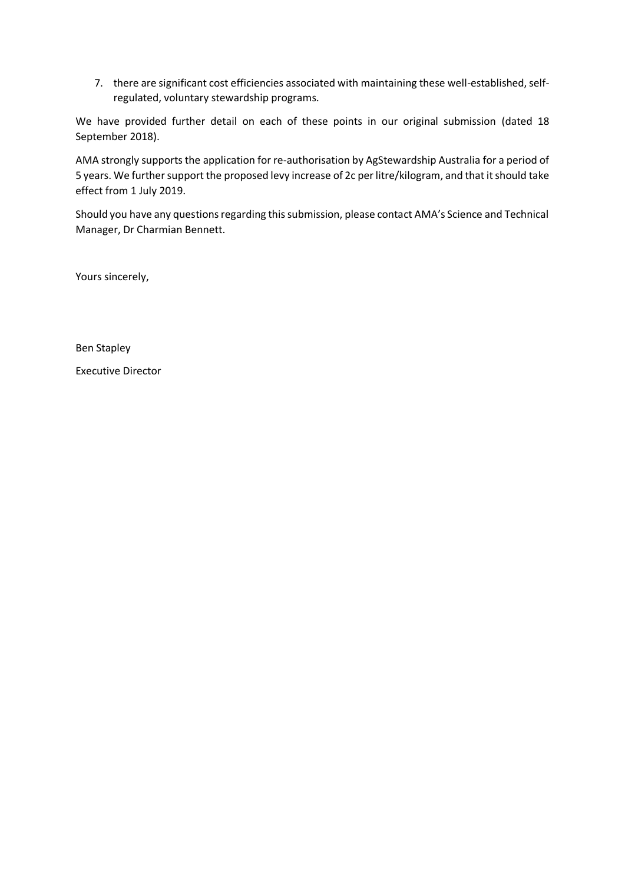7. there are significant cost efficiencies associated with maintaining these well-established, self-regulated, voluntary stewardship programs.

We have provided further detail on each of these points in our original submission (dated 18 September 2018).

AMA strongly supports the application for re-authorisation by AgStewardship Australia for a period of 5 years. We further support the proposed levy increase of 2c per litre/kilogram, and that it should take effect from 1 July 2019.

Should you have any questions regarding this submission, please contact AMA's Science and Technical Manager, Dr Charmian Bennett.

Yours sincerely,

Ben Stapley

Executive Director